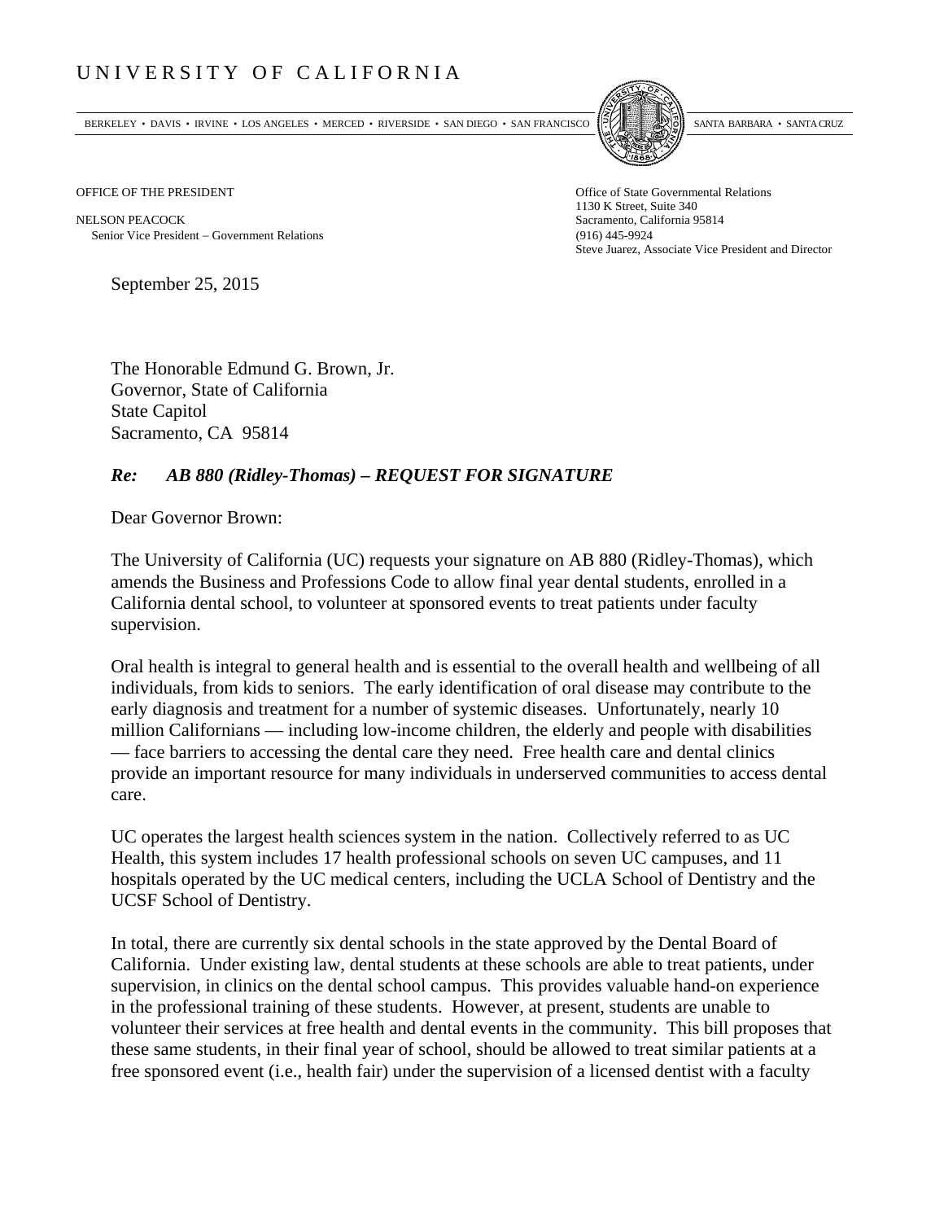# UNIVERSITY OF CALIFORNIA

BERKELEY • DAVIS • IRVINE • LOS ANGELES • MERCED • RIVERSIDE • SAN DIEGO • SAN FRANCISCO SANTA BARBARA • SANTA CRUZ

OFFICE OF THE PRESIDENT

NELSON PEACOCK
Senior Vice President – Government Relations

Office of State Governmental Relations
1130 K Street, Suite 340
Sacramento, California 95814
(916) 445-9924
Steve Juarez, Associate Vice President and Director

September 25, 2015

The Honorable Edmund G. Brown, Jr.
Governor, State of California
State Capitol
Sacramento, CA 95814

***Re: AB 880 (Ridley-Thomas) – REQUEST FOR SIGNATURE***

Dear Governor Brown:

The University of California (UC) requests your signature on AB 880 (Ridley-Thomas), which amends the Business and Professions Code to allow final year dental students, enrolled in a California dental school, to volunteer at sponsored events to treat patients under faculty supervision.

Oral health is integral to general health and is essential to the overall health and wellbeing of all individuals, from kids to seniors. The early identification of oral disease may contribute to the early diagnosis and treatment for a number of systemic diseases. Unfortunately, nearly 10 million Californians — including low-income children, the elderly and people with disabilities — face barriers to accessing the dental care they need. Free health care and dental clinics provide an important resource for many individuals in underserved communities to access dental care.

UC operates the largest health sciences system in the nation. Collectively referred to as UC Health, this system includes 17 health professional schools on seven UC campuses, and 11 hospitals operated by the UC medical centers, including the UCLA School of Dentistry and the UCSF School of Dentistry.

In total, there are currently six dental schools in the state approved by the Dental Board of California. Under existing law, dental students at these schools are able to treat patients, under supervision, in clinics on the dental school campus. This provides valuable hand-on experience in the professional training of these students. However, at present, students are unable to volunteer their services at free health and dental events in the community. This bill proposes that these same students, in their final year of school, should be allowed to treat similar patients at a free sponsored event (i.e., health fair) under the supervision of a licensed dentist with a faculty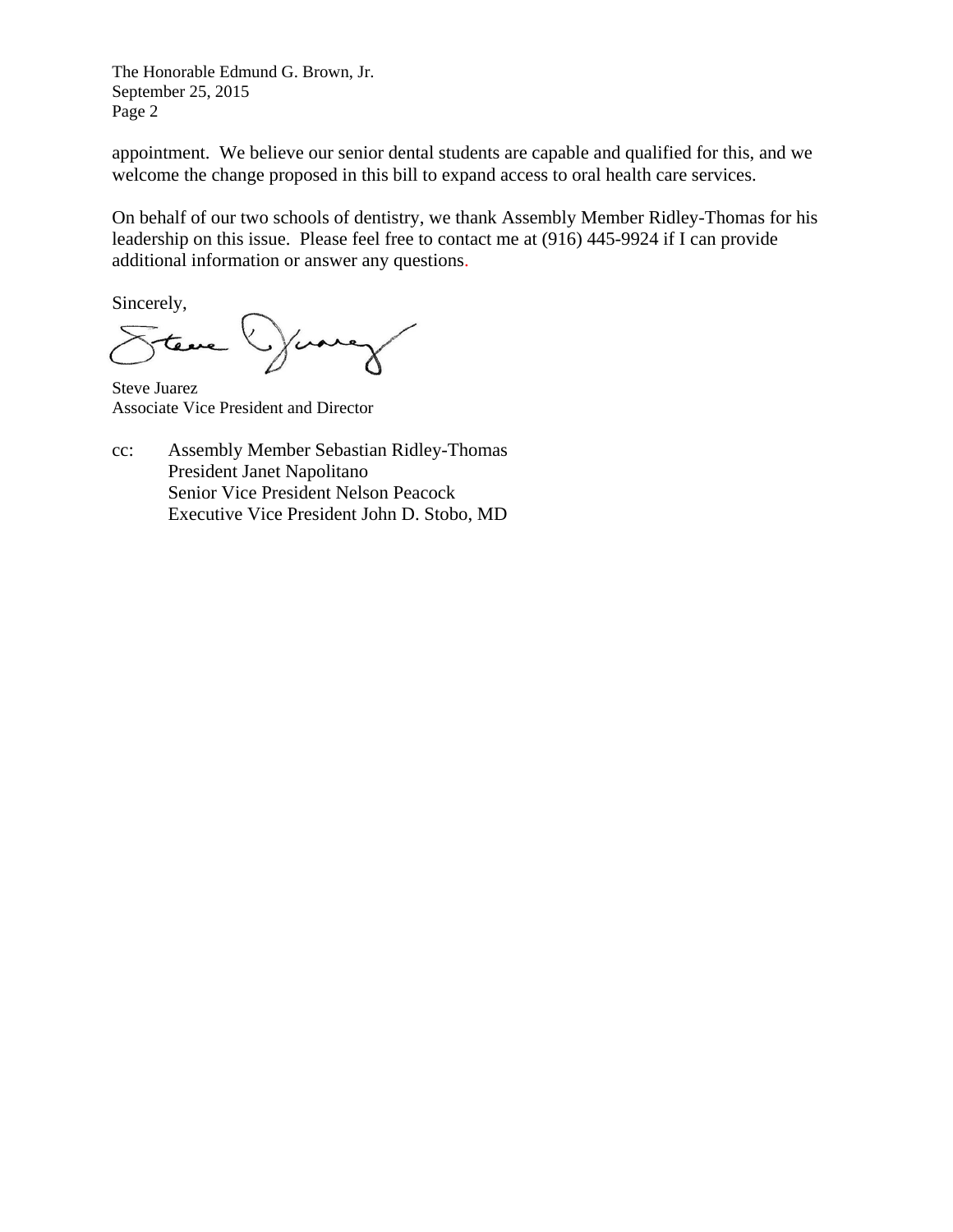appointment. We believe our senior dental students are capable and qualified for this, and we welcome the change proposed in this bill to expand access to oral health care services.

On behalf of our two schools of dentistry, we thank Assembly Member Ridley-Thomas for his leadership on this issue. Please feel free to contact me at (916) 445-9924 if I can provide additional information or answer any questions.

Sincerely,

Steve Juarez
Associate Vice President and Director

cc: Assembly Member Sebastian Ridley-Thomas
President Janet Napolitano
Senior Vice President Nelson Peacock
Executive Vice President John D. Stobo, MD